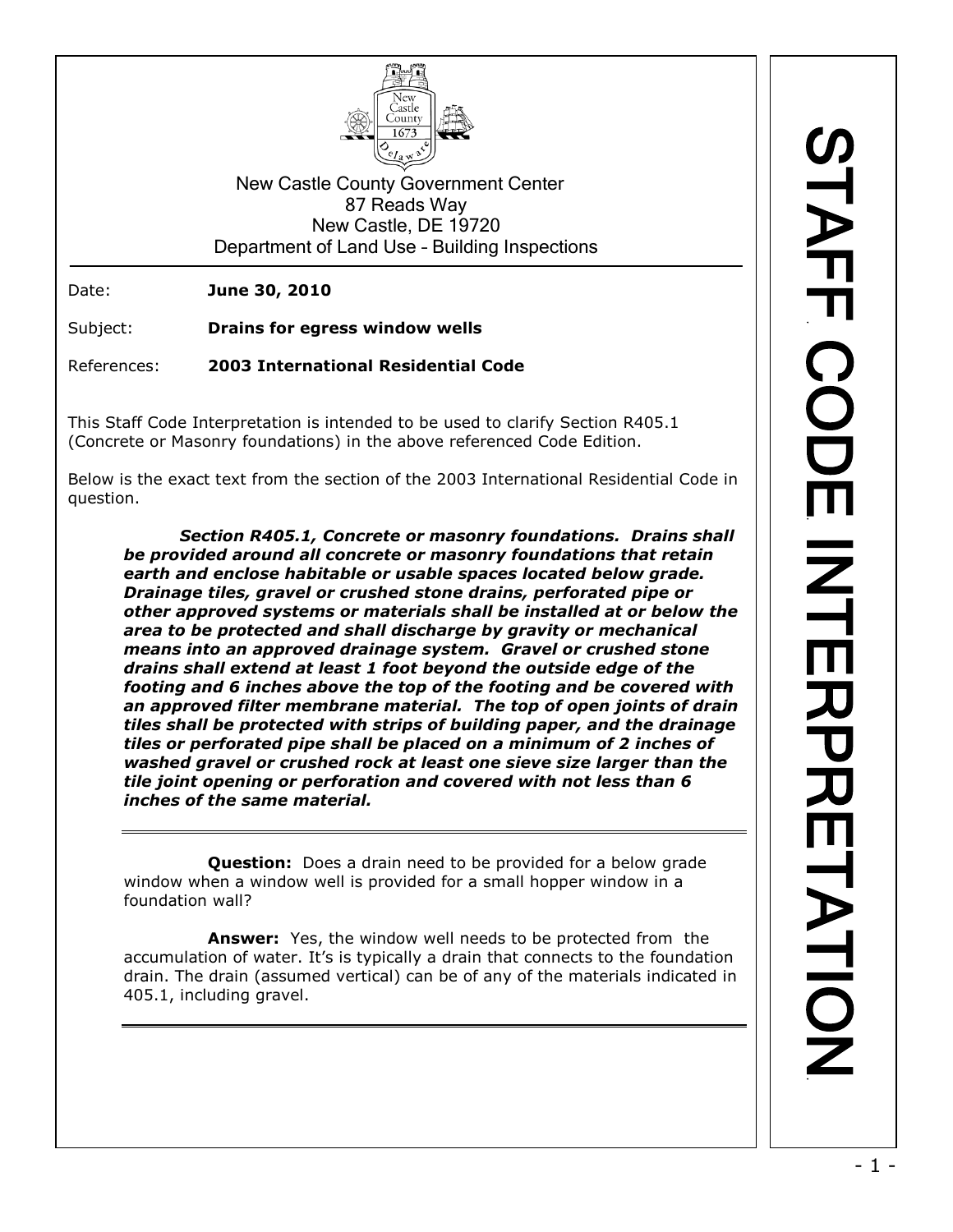New Castle County Government Center
87 Reads Way
New Castle, DE 19720
Department of Land Use – Building Inspections

# STAFF CODE INTERPRETATION

Date: **June 30, 2010**

Subject: **Drains for egress window wells**

References: **2003 International Residential Code**

This Staff Code Interpretation is intended to be used to clarify Section R405.1 (Concrete or Masonry foundations) in the above referenced Code Edition.

Below is the exact text from the section of the 2003 International Residential Code in question.

> ***Section R405.1, Concrete or masonry foundations. Drains shall be provided around all concrete or masonry foundations that retain earth and enclose habitable or usable spaces located below grade. Drainage tiles, gravel or crushed stone drains, perforated pipe or other approved systems or materials shall be installed at or below the area to be protected and shall discharge by gravity or mechanical means into an approved drainage system. Gravel or crushed stone drains shall extend at least 1 foot beyond the outside edge of the footing and 6 inches above the top of the footing and be covered with an approved filter membrane material. The top of open joints of drain tiles shall be protected with strips of building paper, and the drainage tiles or perforated pipe shall be placed on a minimum of 2 inches of washed gravel or crushed rock at least one sieve size larger than the tile joint opening or perforation and covered with not less than 6 inches of the same material.***

---

**Question:** Does a drain need to be provided for a below grade window when a window well is provided for a small hopper window in a foundation wall?

**Answer:** Yes, the window well needs to be protected from the accumulation of water. It's is typically a drain that connects to the foundation drain. The drain (assumed vertical) can be of any of the materials indicated in 405.1, including gravel.

---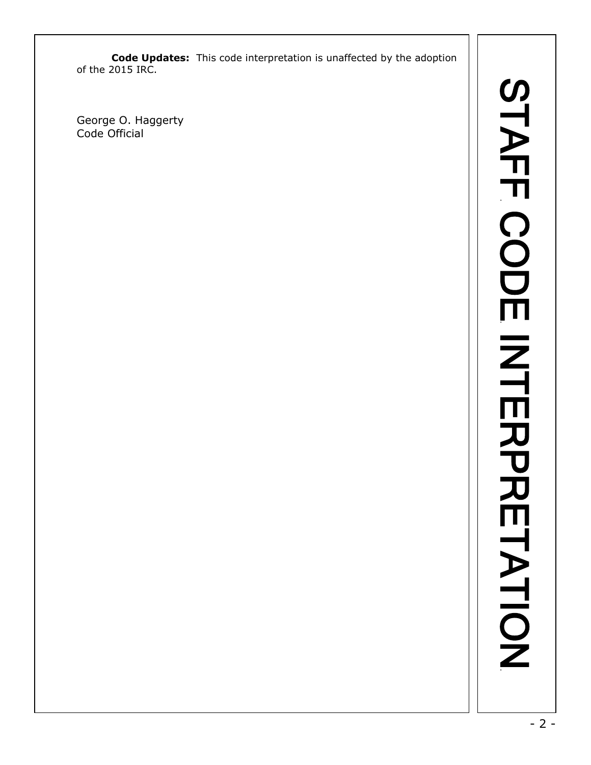**Code Updates:** This code interpretation is unaffected by the adoption of the 2015 IRC.

George O. Haggerty
Code Official